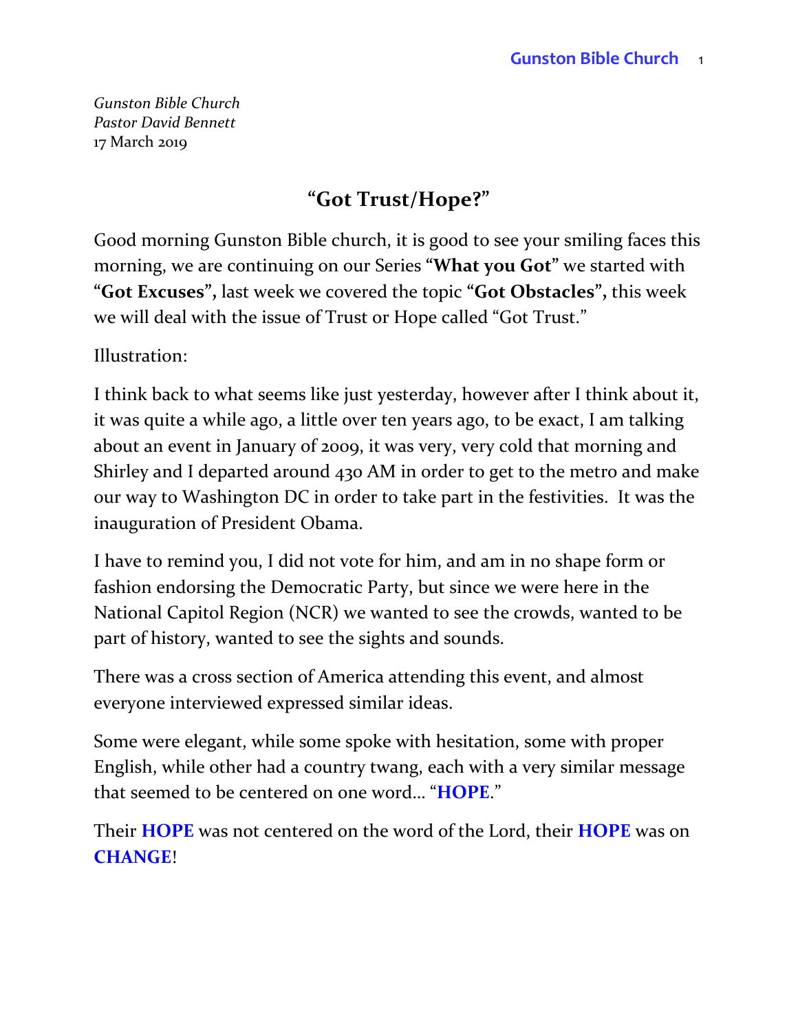*Gunston Bible Church*  
*Pastor David Bennett*  
17 March 2019

# "Got Trust/Hope?"

Good morning Gunston Bible church, it is good to see your smiling faces this morning, we are continuing on our Series **"What you Got"** we started with **"Got Excuses",** last week we covered the topic **"Got Obstacles",** this week we will deal with the issue of Trust or Hope called "Got Trust."

Illustration:

I think back to what seems like just yesterday, however after I think about it, it was quite a while ago, a little over ten years ago, to be exact, I am talking about an event in January of 2009, it was very, very cold that morning and Shirley and I departed around 430 AM in order to get to the metro and make our way to Washington DC in order to take part in the festivities. It was the inauguration of President Obama.

I have to remind you, I did not vote for him, and am in no shape form or fashion endorsing the Democratic Party, but since we were here in the National Capitol Region (NCR) we wanted to see the crowds, wanted to be part of history, wanted to see the sights and sounds.

There was a cross section of America attending this event, and almost everyone interviewed expressed similar ideas.

Some were elegant, while some spoke with hesitation, some with proper English, while other had a country twang, each with a very similar message that seemed to be centered on one word… "**HOPE**."

Their **HOPE** was not centered on the word of the Lord, their **HOPE** was on **CHANGE**!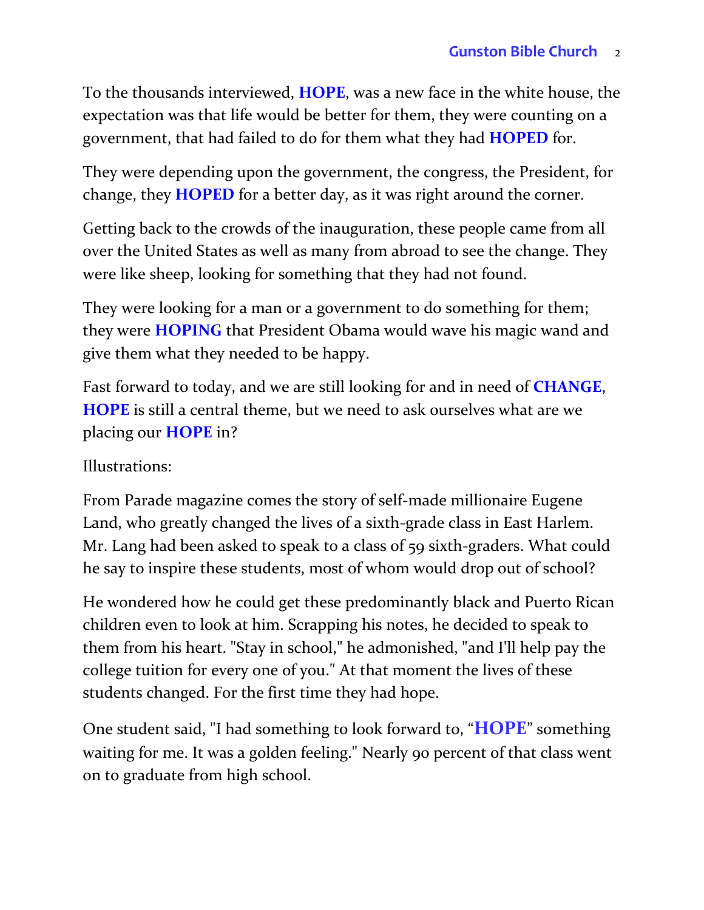To the thousands interviewed, **HOPE**, was a new face in the white house, the expectation was that life would be better for them, they were counting on a government, that had failed to do for them what they had **HOPED** for.

They were depending upon the government, the congress, the President, for change, they **HOPED** for a better day, as it was right around the corner.

Getting back to the crowds of the inauguration, these people came from all over the United States as well as many from abroad to see the change. They were like sheep, looking for something that they had not found.

They were looking for a man or a government to do something for them; they were **HOPING** that President Obama would wave his magic wand and give them what they needed to be happy.

Fast forward to today, and we are still looking for and in need of **CHANGE**, **HOPE** is still a central theme, but we need to ask ourselves what are we placing our **HOPE** in?

Illustrations:

From Parade magazine comes the story of self-made millionaire Eugene Land, who greatly changed the lives of a sixth-grade class in East Harlem. Mr. Lang had been asked to speak to a class of 59 sixth-graders. What could he say to inspire these students, most of whom would drop out of school?

He wondered how he could get these predominantly black and Puerto Rican children even to look at him. Scrapping his notes, he decided to speak to them from his heart. "Stay in school," he admonished, "and I'll help pay the college tuition for every one of you." At that moment the lives of these students changed. For the first time they had hope.

One student said, "I had something to look forward to, "**HOPE**" something waiting for me. It was a golden feeling." Nearly 90 percent of that class went on to graduate from high school.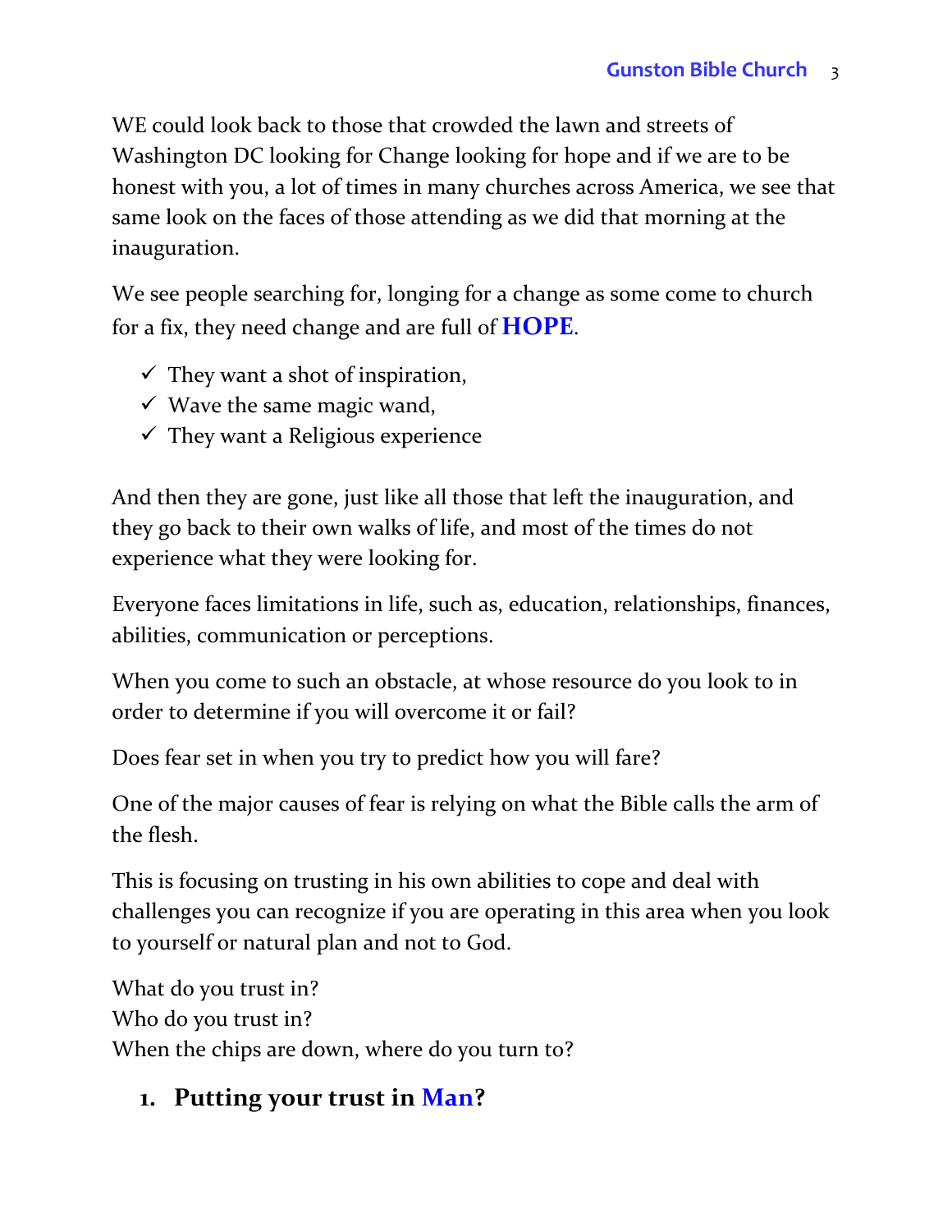WE could look back to those that crowded the lawn and streets of Washington DC looking for Change looking for hope and if we are to be honest with you, a lot of times in many churches across America, we see that same look on the faces of those attending as we did that morning at the inauguration.

We see people searching for, longing for a change as some come to church for a fix, they need change and are full of **HOPE**.

- ✓ They want a shot of inspiration,
- ✓ Wave the same magic wand,
- ✓ They want a Religious experience

And then they are gone, just like all those that left the inauguration, and they go back to their own walks of life, and most of the times do not experience what they were looking for.

Everyone faces limitations in life, such as, education, relationships, finances, abilities, communication or perceptions.

When you come to such an obstacle, at whose resource do you look to in order to determine if you will overcome it or fail?

Does fear set in when you try to predict how you will fare?

One of the major causes of fear is relying on what the Bible calls the arm of the flesh.

This is focusing on trusting in his own abilities to cope and deal with challenges you can recognize if you are operating in this area when you look to yourself or natural plan and not to God.

What do you trust in?
Who do you trust in?
When the chips are down, where do you turn to?

1. **Putting your trust in Man?**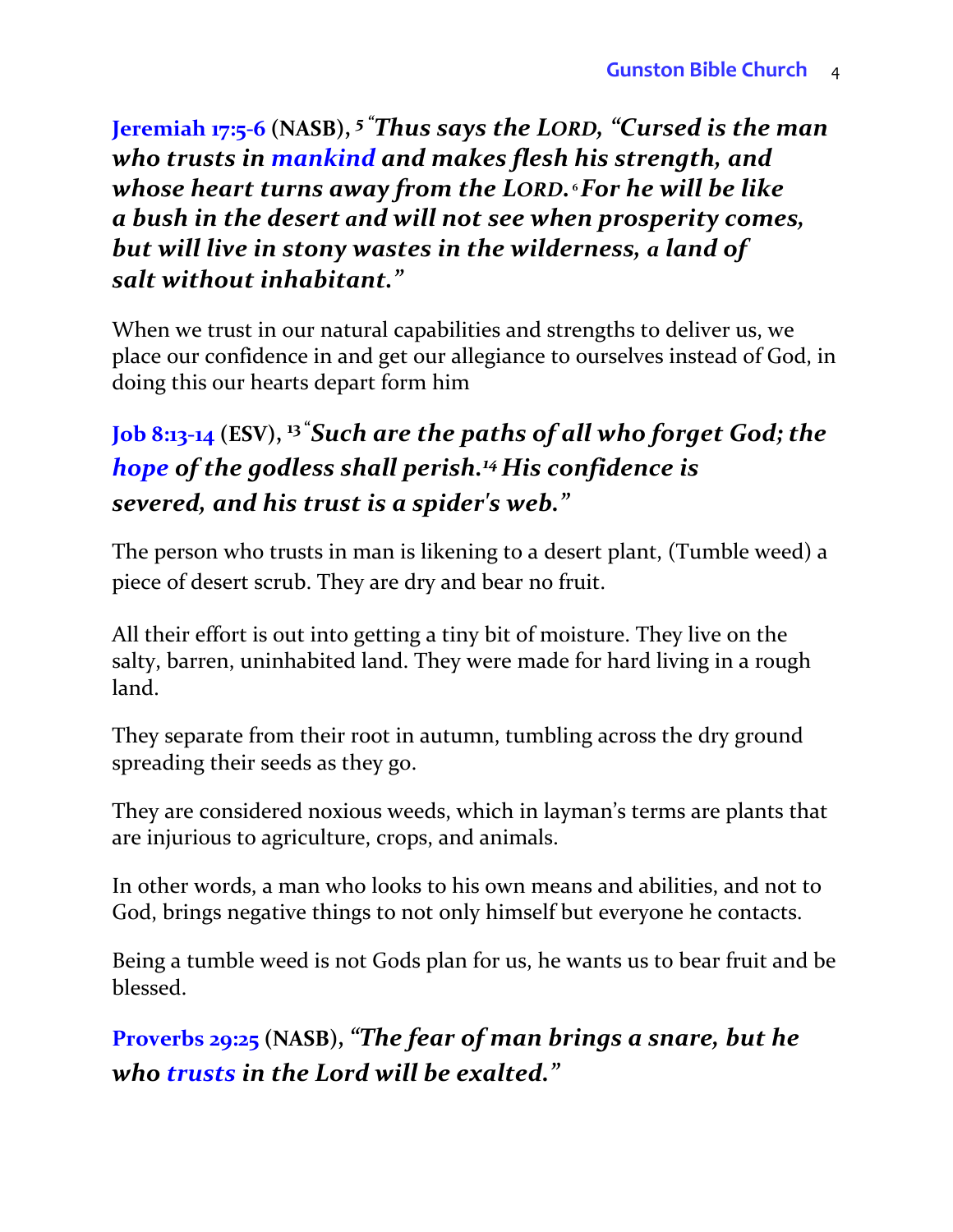**Jeremiah 17:5-6 (NASB),** ***5 "Thus says the LORD, "Cursed is the man who trusts in mankind and makes flesh his strength, and whose heart turns away from the LORD. 6 For he will be like a bush in the desert and will not see when prosperity comes, but will live in stony wastes in the wilderness, a land of salt without inhabitant."***

When we trust in our natural capabilities and strengths to deliver us, we place our confidence in and get our allegiance to ourselves instead of God, in doing this our hearts depart form him

**Job 8:13-14 (ESV),** ***13 "Such are the paths of all who forget God; the hope of the godless shall perish. 14 His confidence is severed, and his trust is a spider's web."***

The person who trusts in man is likening to a desert plant, (Tumble weed) a piece of desert scrub. They are dry and bear no fruit.

All their effort is out into getting a tiny bit of moisture. They live on the salty, barren, uninhabited land. They were made for hard living in a rough land.

They separate from their root in autumn, tumbling across the dry ground spreading their seeds as they go.

They are considered noxious weeds, which in layman's terms are plants that are injurious to agriculture, crops, and animals.

In other words, a man who looks to his own means and abilities, and not to God, brings negative things to not only himself but everyone he contacts.

Being a tumble weed is not Gods plan for us, he wants us to bear fruit and be blessed.

**Proverbs 29:25 (NASB),** ***"The fear of man brings a snare, but he who trusts in the Lord will be exalted."***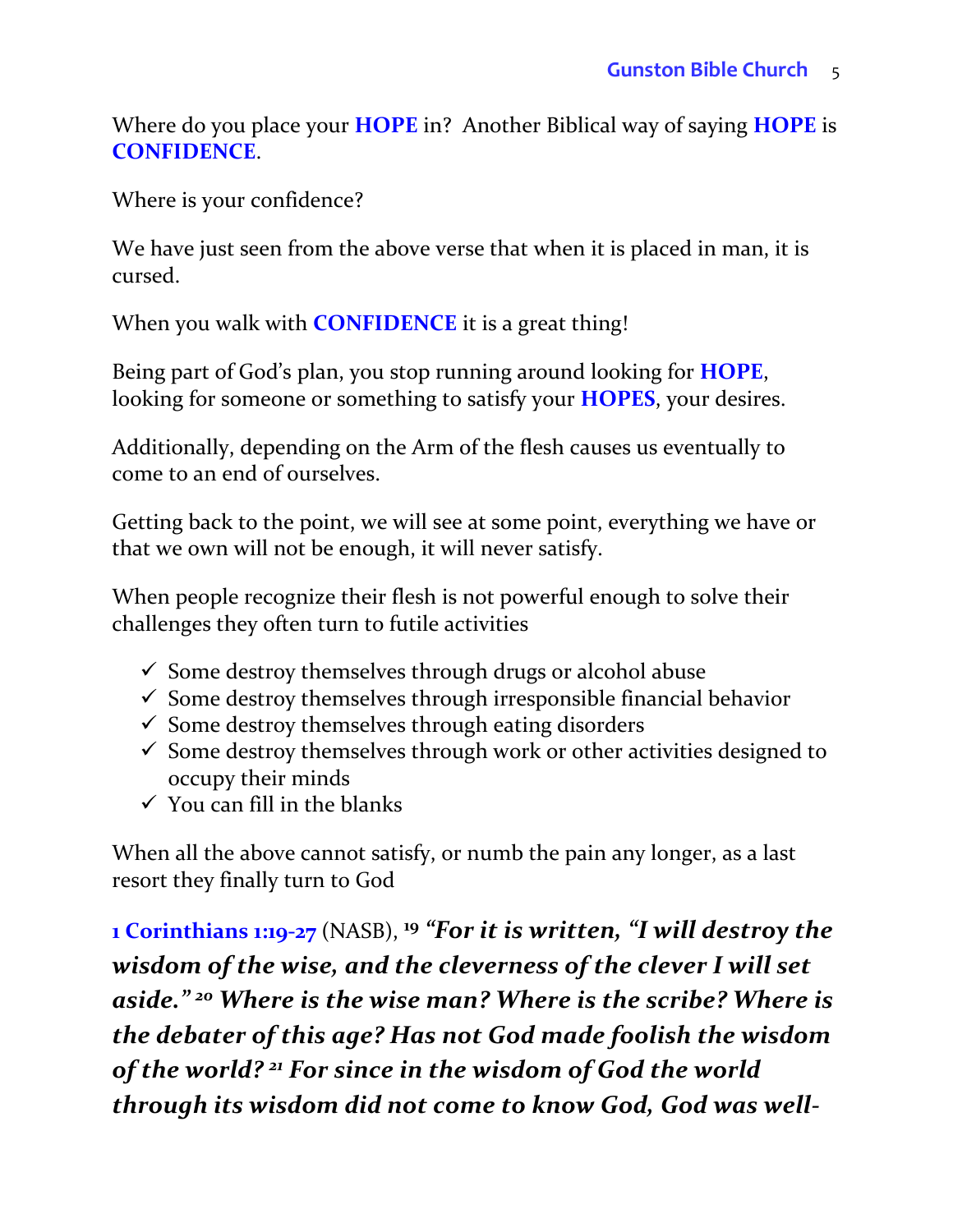Where do you place your **HOPE** in? Another Biblical way of saying **HOPE** is **CONFIDENCE**.

Where is your confidence?

We have just seen from the above verse that when it is placed in man, it is cursed.

When you walk with **CONFIDENCE** it is a great thing!

Being part of God's plan, you stop running around looking for **HOPE**, looking for someone or something to satisfy your **HOPES**, your desires.

Additionally, depending on the Arm of the flesh causes us eventually to come to an end of ourselves.

Getting back to the point, we will see at some point, everything we have or that we own will not be enough, it will never satisfy.

When people recognize their flesh is not powerful enough to solve their challenges they often turn to futile activities

- ✓ Some destroy themselves through drugs or alcohol abuse
- ✓ Some destroy themselves through irresponsible financial behavior
- ✓ Some destroy themselves through eating disorders
- ✓ Some destroy themselves through work or other activities designed to occupy their minds
- ✓ You can fill in the blanks

When all the above cannot satisfy, or numb the pain any longer, as a last resort they finally turn to God

**1 Corinthians 1:19-27** (NASB), **19** ***"For it is written, "I will destroy the wisdom of the wise, and the cleverness of the clever I will set aside." 20 Where is the wise man? Where is the scribe? Where is the debater of this age? Has not God made foolish the wisdom of the world? 21 For since in the wisdom of God the world through its wisdom did not come to know God, God was well-***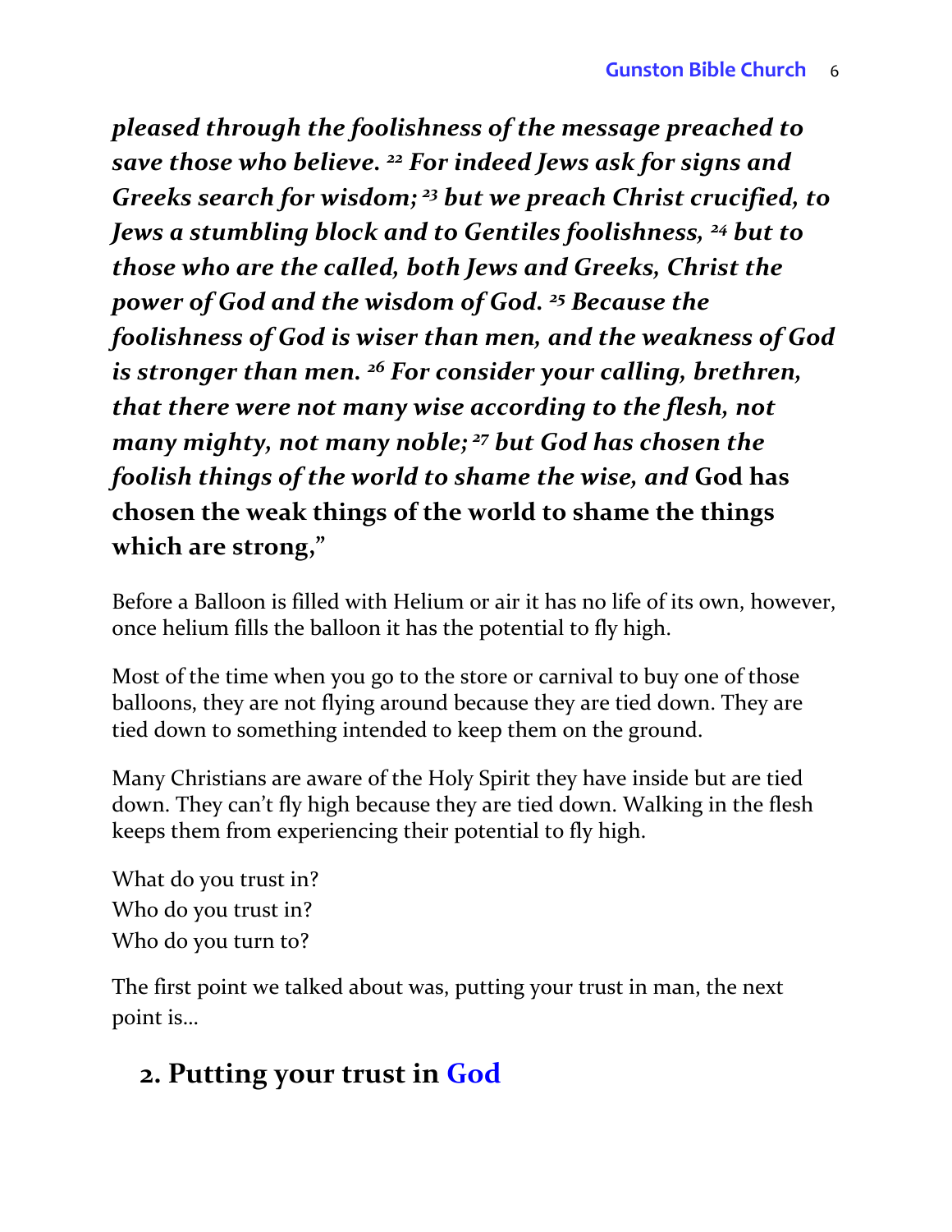***pleased through the foolishness of the message preached to save those who believe.* [22] *For indeed Jews ask for signs and Greeks search for wisdom;* [23] *but we preach Christ crucified, to Jews a stumbling block and to Gentiles foolishness,* [24] *but to those who are the called, both Jews and Greeks, Christ the power of God and the wisdom of God.* [25] *Because the foolishness of God is wiser than men, and the weakness of God is stronger than men.* [26] *For consider your calling, brethren, that there were not many wise according to the flesh, not many mighty, not many noble;* [27] *but God has chosen the foolish things of the world to shame the wise, and* God has chosen the weak things of the world to shame the things which are strong,"**

Before a Balloon is filled with Helium or air it has no life of its own, however, once helium fills the balloon it has the potential to fly high.

Most of the time when you go to the store or carnival to buy one of those balloons, they are not flying around because they are tied down. They are tied down to something intended to keep them on the ground.

Many Christians are aware of the Holy Spirit they have inside but are tied down. They can't fly high because they are tied down. Walking in the flesh keeps them from experiencing their potential to fly high.

What do you trust in?
Who do you trust in?
Who do you turn to?

The first point we talked about was, putting your trust in man, the next point is…

## 2. Putting your trust in God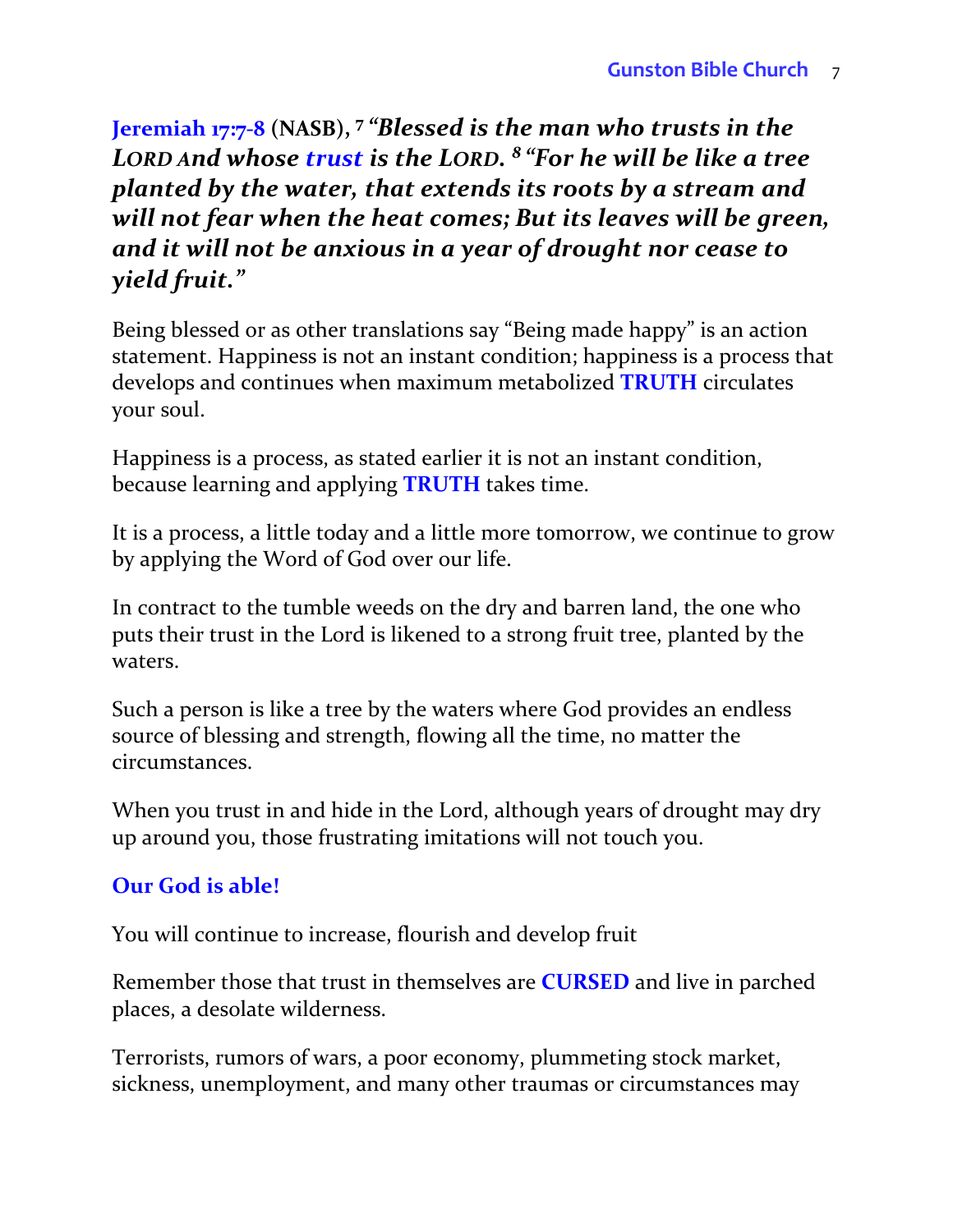**Jeremiah 17:7-8 (NASB),** [7] ***"Blessed is the man who trusts in the LORD And whose trust is the LORD.*** [8] ***"For he will be like a tree planted by the water, that extends its roots by a stream and will not fear when the heat comes; But its leaves will be green, and it will not be anxious in a year of drought nor cease to yield fruit."***

Being blessed or as other translations say "Being made happy" is an action statement. Happiness is not an instant condition; happiness is a process that develops and continues when maximum metabolized **TRUTH** circulates your soul.

Happiness is a process, as stated earlier it is not an instant condition, because learning and applying **TRUTH** takes time.

It is a process, a little today and a little more tomorrow, we continue to grow by applying the Word of God over our life.

In contract to the tumble weeds on the dry and barren land, the one who puts their trust in the Lord is likened to a strong fruit tree, planted by the waters.

Such a person is like a tree by the waters where God provides an endless source of blessing and strength, flowing all the time, no matter the circumstances.

When you trust in and hide in the Lord, although years of drought may dry up around you, those frustrating imitations will not touch you.

**Our God is able!**

You will continue to increase, flourish and develop fruit

Remember those that trust in themselves are **CURSED** and live in parched places, a desolate wilderness.

Terrorists, rumors of wars, a poor economy, plummeting stock market, sickness, unemployment, and many other traumas or circumstances may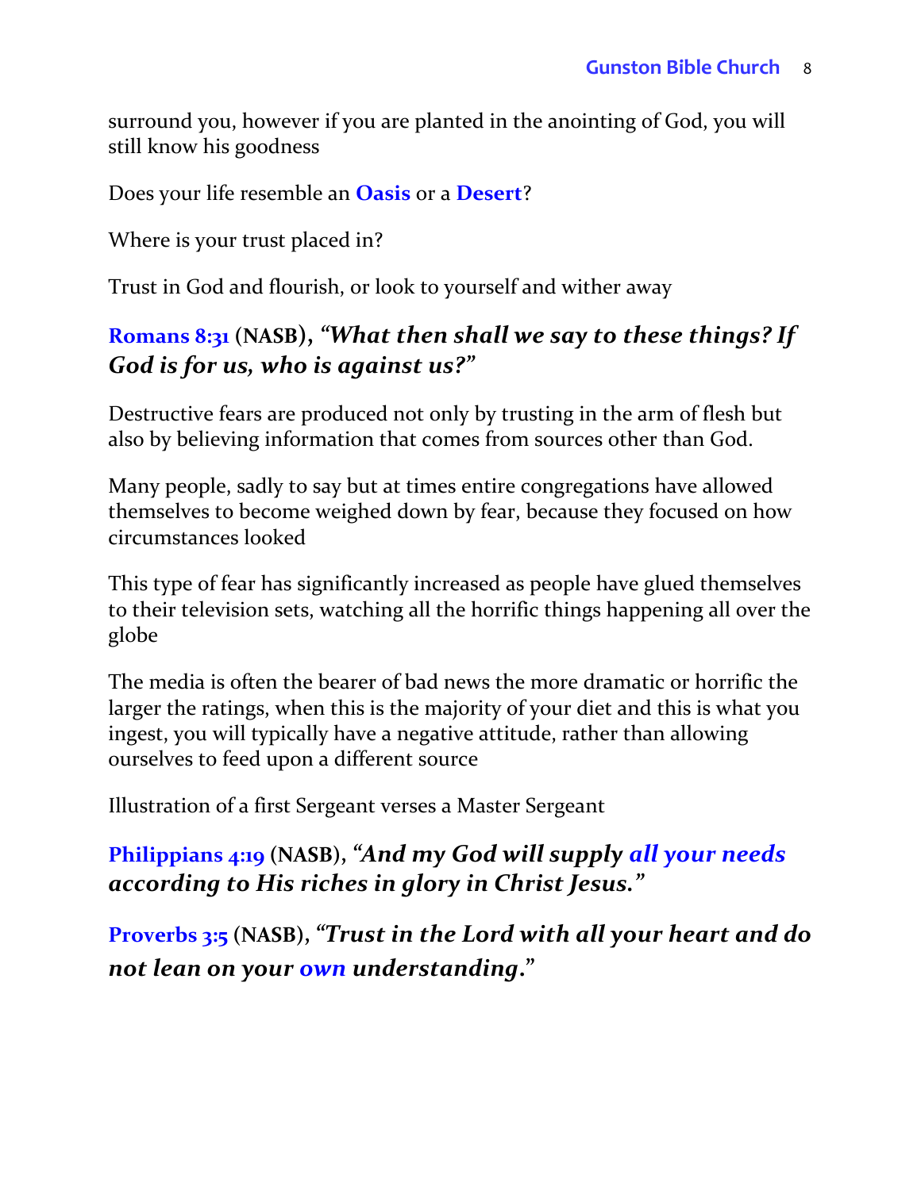surround you, however if you are planted in the anointing of God, you will still know his goodness

Does your life resemble an **Oasis** or a **Desert**?

Where is your trust placed in?

Trust in God and flourish, or look to yourself and wither away

**Romans 8:31 (NASB),** ***"What then shall we say to these things? If God is for us, who is against us?"***

Destructive fears are produced not only by trusting in the arm of flesh but also by believing information that comes from sources other than God.

Many people, sadly to say but at times entire congregations have allowed themselves to become weighed down by fear, because they focused on how circumstances looked

This type of fear has significantly increased as people have glued themselves to their television sets, watching all the horrific things happening all over the globe

The media is often the bearer of bad news the more dramatic or horrific the larger the ratings, when this is the majority of your diet and this is what you ingest, you will typically have a negative attitude, rather than allowing ourselves to feed upon a different source

Illustration of a first Sergeant verses a Master Sergeant

**Philippians 4:19 (NASB),** ***"And my God will supply all your needs according to His riches in glory in Christ Jesus."***

**Proverbs 3:5 (NASB),** ***"Trust in the Lord with all your heart and do not lean on your own understanding."***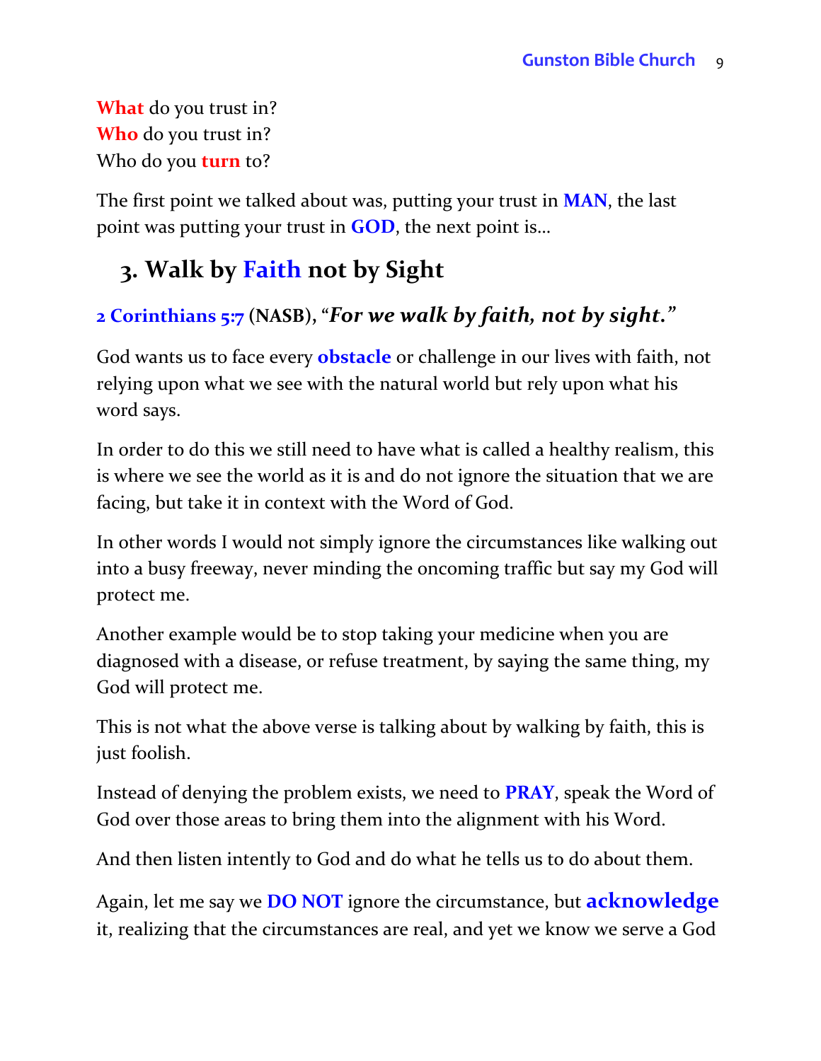**What** do you trust in?
**Who** do you trust in?
Who do you **turn** to?

The first point we talked about was, putting your trust in **MAN**, the last point was putting your trust in **GOD**, the next point is…

## 3. Walk by Faith not by Sight

**2 Corinthians 5:7 (NASB), "*For we walk by faith, not by sight.*"**

God wants us to face every **obstacle** or challenge in our lives with faith, not relying upon what we see with the natural world but rely upon what his word says.

In order to do this we still need to have what is called a healthy realism, this is where we see the world as it is and do not ignore the situation that we are facing, but take it in context with the Word of God.

In other words I would not simply ignore the circumstances like walking out into a busy freeway, never minding the oncoming traffic but say my God will protect me.

Another example would be to stop taking your medicine when you are diagnosed with a disease, or refuse treatment, by saying the same thing, my God will protect me.

This is not what the above verse is talking about by walking by faith, this is just foolish.

Instead of denying the problem exists, we need to **PRAY**, speak the Word of God over those areas to bring them into the alignment with his Word.

And then listen intently to God and do what he tells us to do about them.

Again, let me say we **DO NOT** ignore the circumstance, but **acknowledge** it, realizing that the circumstances are real, and yet we know we serve a God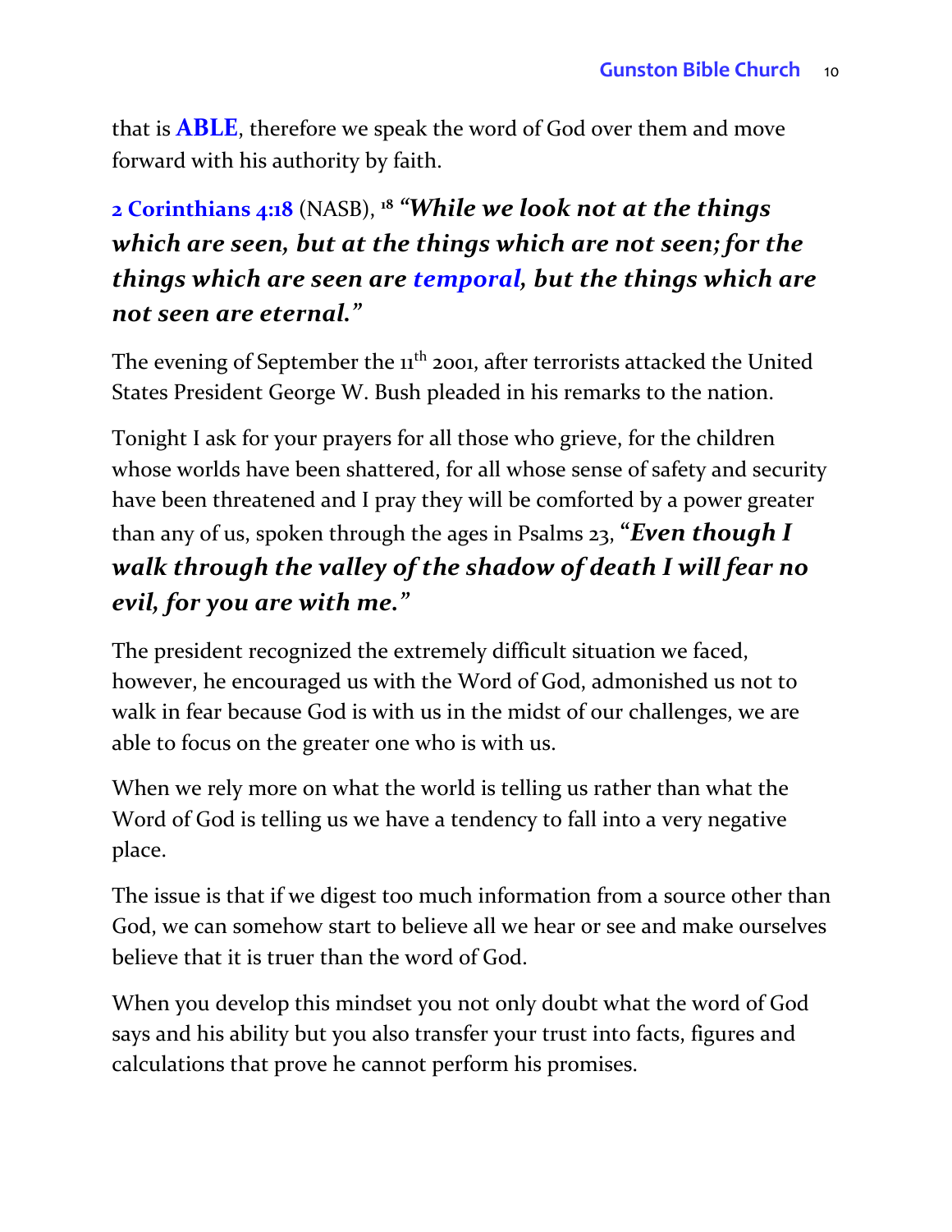that is **ABLE**, therefore we speak the word of God over them and move forward with his authority by faith.

**2 Corinthians 4:18** (NASB), [18] ***"While we look not at the things which are seen, but at the things which are not seen; for the things which are seen are temporal, but the things which are not seen are eternal."***

The evening of September the 11th 2001, after terrorists attacked the United States President George W. Bush pleaded in his remarks to the nation.

Tonight I ask for your prayers for all those who grieve, for the children whose worlds have been shattered, for all whose sense of safety and security have been threatened and I pray they will be comforted by a power greater than any of us, spoken through the ages in Psalms 23, "***Even though I walk through the valley of the shadow of death I will fear no evil, for you are with me."***

The president recognized the extremely difficult situation we faced, however, he encouraged us with the Word of God, admonished us not to walk in fear because God is with us in the midst of our challenges, we are able to focus on the greater one who is with us.

When we rely more on what the world is telling us rather than what the Word of God is telling us we have a tendency to fall into a very negative place.

The issue is that if we digest too much information from a source other than God, we can somehow start to believe all we hear or see and make ourselves believe that it is truer than the word of God.

When you develop this mindset you not only doubt what the word of God says and his ability but you also transfer your trust into facts, figures and calculations that prove he cannot perform his promises.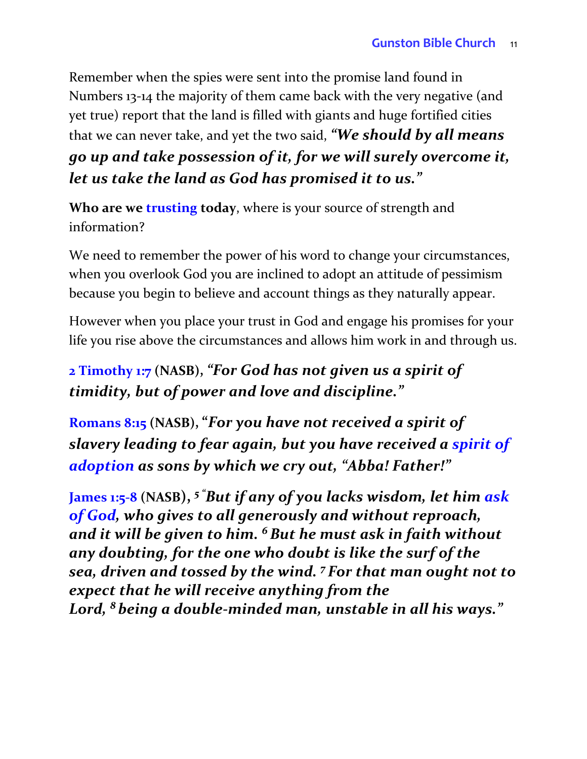Remember when the spies were sent into the promise land found in Numbers 13-14 the majority of them came back with the very negative (and yet true) report that the land is filled with giants and huge fortified cities that we can never take, and yet the two said, ***"We should by all means go up and take possession of it, for we will surely overcome it, let us take the land as God has promised it to us."***

**Who are we trusting today**, where is your source of strength and information?

We need to remember the power of his word to change your circumstances, when you overlook God you are inclined to adopt an attitude of pessimism because you begin to believe and account things as they naturally appear.

However when you place your trust in God and engage his promises for your life you rise above the circumstances and allows him work in and through us.

**2 Timothy 1:7 (NASB)**, ***"For God has not given us a spirit of timidity, but of power and love and discipline."***

**Romans 8:15 (NASB)**, ***"For you have not received a spirit of slavery leading to fear again, but you have received a spirit of adoption as sons by which we cry out, "Abba! Father!"***

**James 1:5-8 (NASB)**, ***[5] "But if any of you lacks wisdom, let him ask of God, who gives to all generously and without reproach, and it will be given to him. [6] But he must ask in faith without any doubting, for the one who doubt is like the surf of the sea, driven and tossed by the wind. [7] For that man ought not to expect that he will receive anything from the Lord, [8] being a double-minded man, unstable in all his ways."***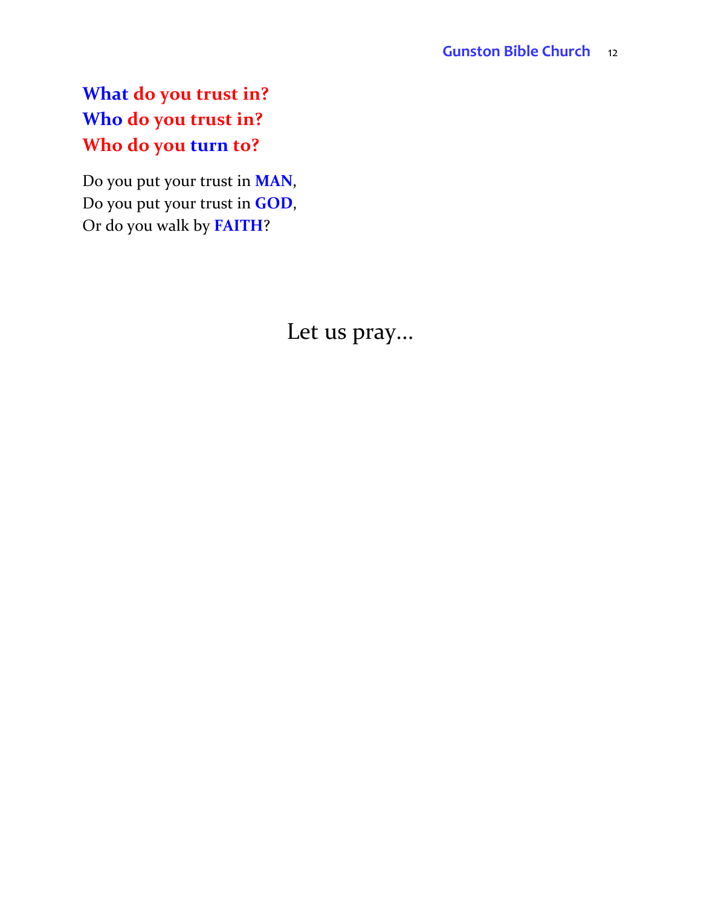**What do you trust in?**
**Who do you trust in?**
**Who do you turn to?**

Do you put your trust in **MAN**,
Do you put your trust in **GOD**,
Or do you walk by **FAITH**?

Let us pray…